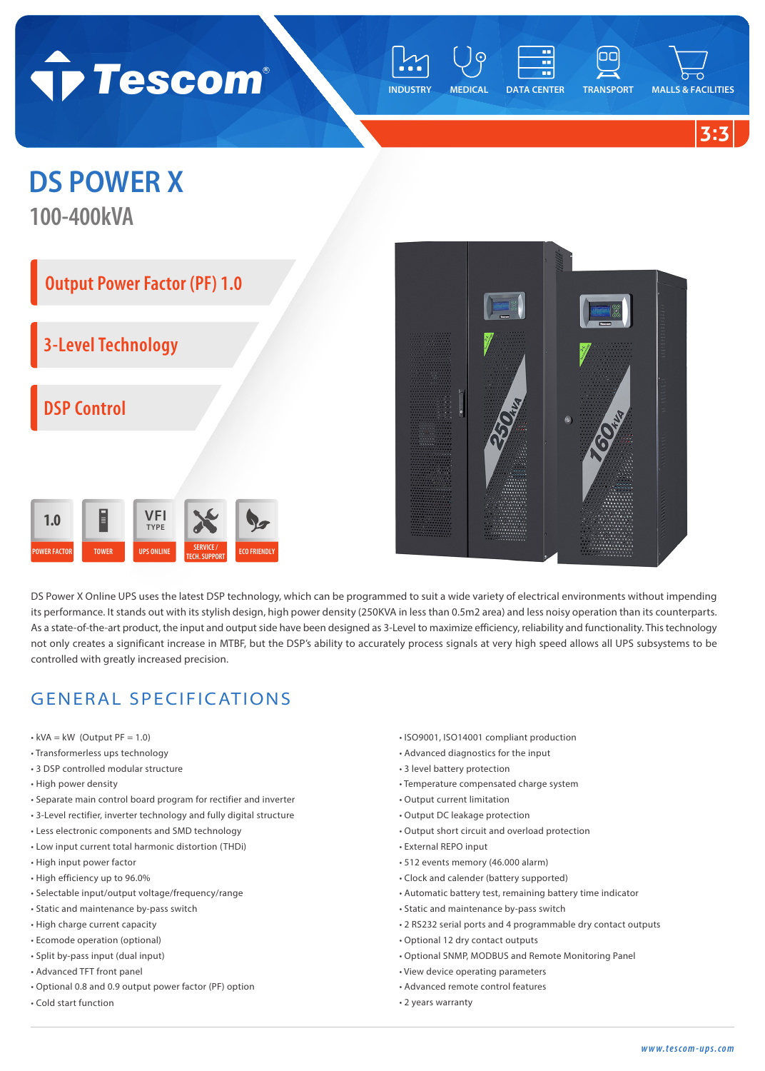Tescom®

INDUSTRY MEDICAL DATA CENTER TRANSPORT MALLS & FACILITIES

3:3

# DS POWER X

## 100-400kVA

- Output Power Factor (PF) 1.0
- 3-Level Technology
- DSP Control

1.0 POWER FACTOR | TOWER | VFI TYPE UPS ONLINE | SERVICE / TECH. SUPPORT | ECO FRIENDLY

DS Power X Online UPS uses the latest DSP technology, which can be programmed to suit a wide variety of electrical environments without impending its performance. It stands out with its stylish design, high power density (250KVA in less than 0.5m2 area) and less noisy operation than its counterparts. As a state-of-the-art product, the input and output side have been designed as 3-Level to maximize efficiency, reliability and functionality. This technology not only creates a significant increase in MTBF, but the DSP's ability to accurately process signals at very high speed allows all UPS subsystems to be controlled with greatly increased precision.

## GENERAL SPECIFICATIONS

- kVA = kW (Output PF = 1.0)
- Transformerless ups technology
- 3 DSP controlled modular structure
- High power density
- Separate main control board program for rectifier and inverter
- 3-Level rectifier, inverter technology and fully digital structure
- Less electronic components and SMD technology
- Low input current total harmonic distortion (THDi)
- High input power factor
- High efficiency up to 96.0%
- Selectable input/output voltage/frequency/range
- Static and maintenance by-pass switch
- High charge current capacity
- Ecomode operation (optional)
- Split by-pass input (dual input)
- Advanced TFT front panel
- Optional 0.8 and 0.9 output power factor (PF) option
- Cold start function
- ISO9001, ISO14001 compliant production
- Advanced diagnostics for the input
- 3 level battery protection
- Temperature compensated charge system
- Output current limitation
- Output DC leakage protection
- Output short circuit and overload protection
- External REPO input
- 512 events memory (46.000 alarm)
- Clock and calender (battery supported)
- Automatic battery test, remaining battery time indicator
- Static and maintenance by-pass switch
- 2 RS232 serial ports and 4 programmable dry contact outputs
- Optional 12 dry contact outputs
- Optional SNMP, MODBUS and Remote Monitoring Panel
- View device operating parameters
- Advanced remote control features
- 2 years warranty

www.tescom-ups.com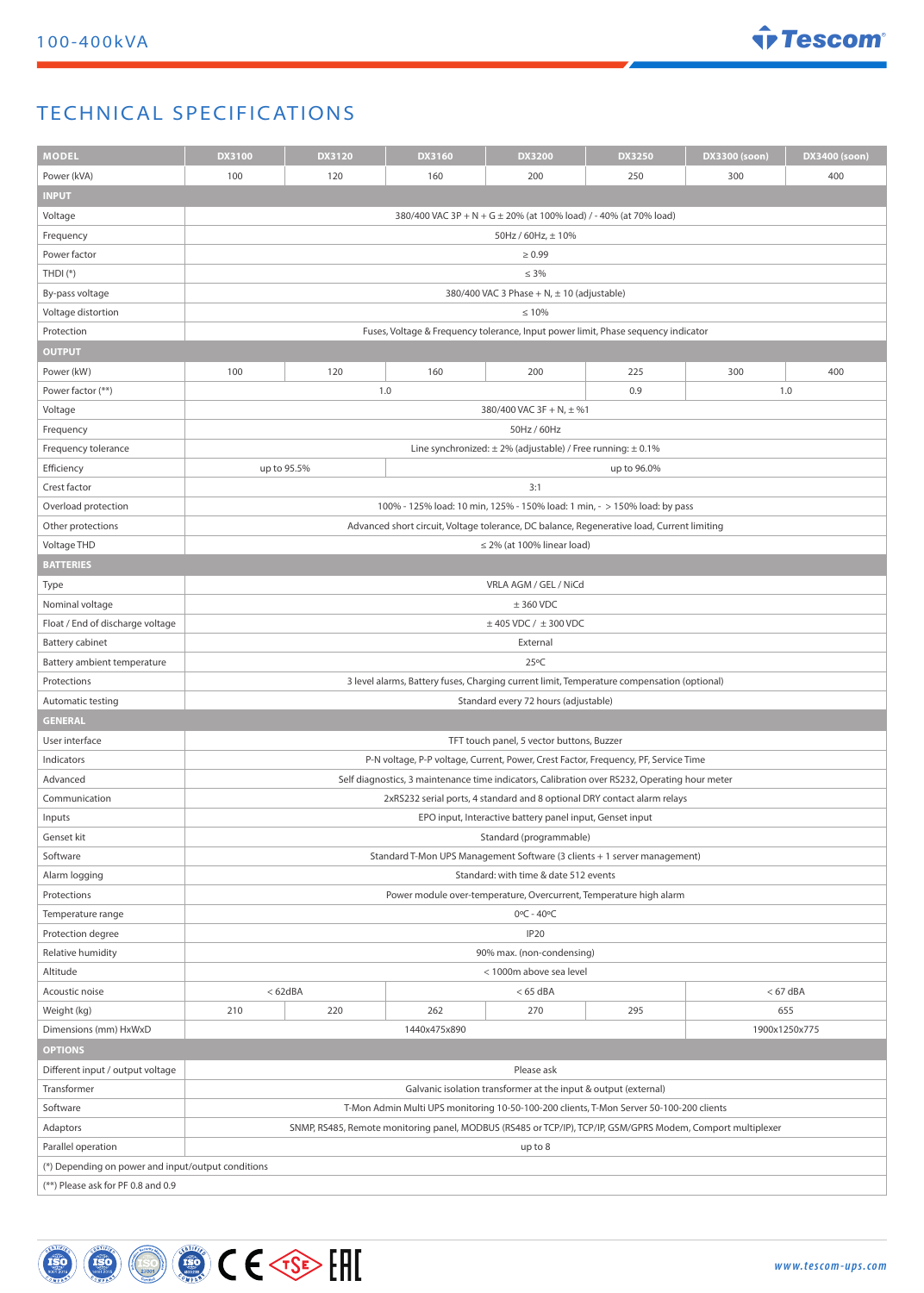# TECHNICAL SPECIFICATIONS

| MODEL | DX3100 | DX3120 | DX3160 | DX3200 | DX3250 | DX3300 (soon) | DX3400 (soon) |
|---|---|---|---|---|---|---|---|
| Power (kVA) | 100 | 120 | 160 | 200 | 250 | 300 | 400 |
| **INPUT** | | | | | | | |
| Voltage | 380/400 VAC 3P + N + G ± 20% (at 100% load) / - 40% (at 70% load) | | | | | | |
| Frequency | 50Hz / 60Hz, ± 10% | | | | | | |
| Power factor | ≥ 0.99 | | | | | | |
| THDI (*) | ≤ 3% | | | | | | |
| By-pass voltage | 380/400 VAC 3 Phase + N, ± 10 (adjustable) | | | | | | |
| Voltage distortion | ≤ 10% | | | | | | |
| Protection | Fuses, Voltage & Frequency tolerance, Input power limit, Phase sequency indicator | | | | | | |
| **OUTPUT** | | | | | | | |
| Power (kW) | 100 | 120 | 160 | 200 | 225 | 300 | 400 |
| Power factor (**) | 1.0 | | | | 0.9 | 1.0 | |
| Voltage | 380/400 VAC 3F + N, ± %1 | | | | | | |
| Frequency | 50Hz / 60Hz | | | | | | |
| Frequency tolerance | Line synchronized: ± 2% (adjustable) / Free running: ± 0.1% | | | | | | |
| Efficiency | up to 95.5% | | up to 96.0% | | | | |
| Crest factor | 3:1 | | | | | | |
| Overload protection | 100% - 125% load: 10 min, 125% - 150% load: 1 min, - > 150% load: by pass | | | | | | |
| Other protections | Advanced short circuit, Voltage tolerance, DC balance, Regenerative load, Current limiting | | | | | | |
| Voltage THD | ≤ 2% (at 100% linear load) | | | | | | |
| **BATTERIES** | | | | | | | |
| Type | VRLA AGM / GEL / NiCd | | | | | | |
| Nominal voltage | ± 360 VDC | | | | | | |
| Float / End of discharge voltage | ± 405 VDC / ± 300 VDC | | | | | | |
| Battery cabinet | External | | | | | | |
| Battery ambient temperature | 25ºC | | | | | | |
| Protections | 3 level alarms, Battery fuses, Charging current limit, Temperature compensation (optional) | | | | | | |
| Automatic testing | Standard every 72 hours (adjustable) | | | | | | |
| **GENERAL** | | | | | | | |
| User interface | TFT touch panel, 5 vector buttons, Buzzer | | | | | | |
| Indicators | P-N voltage, P-P voltage, Current, Power, Crest Factor, Frequency, PF, Service Time | | | | | | |
| Advanced | Self diagnostics, 3 maintenance time indicators, Calibration over RS232, Operating hour meter | | | | | | |
| Communication | 2xRS232 serial ports, 4 standard and 8 optional DRY contact alarm relays | | | | | | |
| Inputs | EPO input, Interactive battery panel input, Genset input | | | | | | |
| Genset kit | Standard (programmable) | | | | | | |
| Software | Standard T-Mon UPS Management Software (3 clients + 1 server management) | | | | | | |
| Alarm logging | Standard: with time & date 512 events | | | | | | |
| Protections | Power module over-temperature, Overcurrent, Temperature high alarm | | | | | | |
| Temperature range | 0ºC - 40ºC | | | | | | |
| Protection degree | IP20 | | | | | | |
| Relative humidity | 90% max. (non-condensing) | | | | | | |
| Altitude | < 1000m above sea level | | | | | | |
| Acoustic noise | < 62dBA | | < 65 dBA | | | < 67 dBA | |
| Weight (kg) | 210 | 220 | 262 | 270 | 295 | 655 | |
| Dimensions (mm) HxWxD | 1440x475x890 | | | | | 1900x1250x775 | |
| **OPTIONS** | | | | | | | |
| Different input / output voltage | Please ask | | | | | | |
| Transformer | Galvanic isolation transformer at the input & output (external) | | | | | | |
| Software | T-Mon Admin Multi UPS monitoring 10-50-100-200 clients, T-Mon Server 50-100-200 clients | | | | | | |
| Adaptors | SNMP, RS485, Remote monitoring panel, MODBUS (RS485 or TCP/IP), TCP/IP, GSM/GPRS Modem, Comport multiplexer | | | | | | |
| Parallel operation | up to 8 | | | | | | |

(*) Depending on power and input/output conditions

(**) Please ask for PF 0.8 and 0.9

www.tescom-ups.com